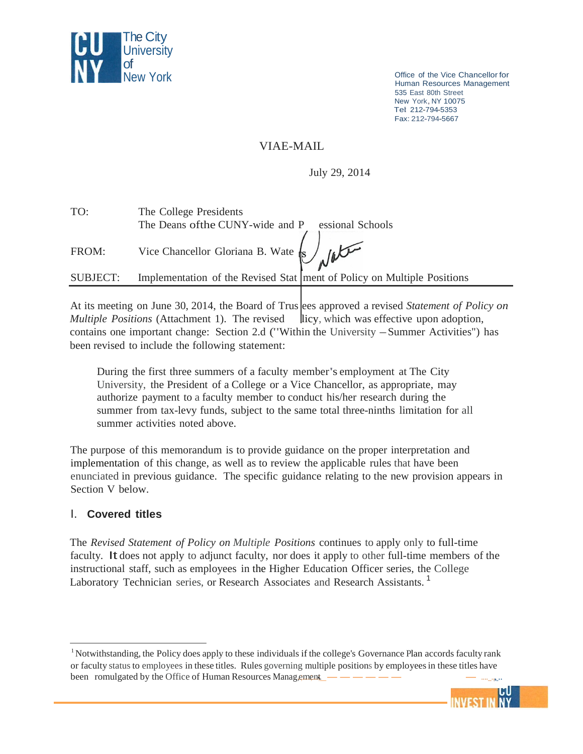The City University of New York

Office of the Vice Chancellor for Human Resources Management
535 East 80th Street
New York, NY 10075
Tel: 212-794-5353
Fax: 212-794-5667

VIA E-MAIL

July 29, 2014

TO: The College Presidents
The Deans of the CUNY-wide and Professional Schools

FROM: Vice Chancellor Gloriana B. Waters

SUBJECT: Implementation of the Revised Statement of Policy on Multiple Positions

At its meeting on June 30, 2014, the Board of Trustees approved a revised *Statement of Policy on Multiple Positions* (Attachment 1). The revised Policy, which was effective upon adoption, contains one important change: Section 2.d ("Within the University – Summer Activities") has been revised to include the following statement:

> During the first three summers of a faculty member's employment at The City University, the President of a College or a Vice Chancellor, as appropriate, may authorize payment to a faculty member to conduct his/her research during the summer from tax-levy funds, subject to the same total three-ninths limitation for all summer activities noted above.

The purpose of this memorandum is to provide guidance on the proper interpretation and implementation of this change, as well as to review the applicable rules that have been enunciated in previous guidance. The specific guidance relating to the new provision appears in Section V below.

## I. Covered titles

The *Revised Statement of Policy on Multiple Positions* continues to apply only to full-time faculty. It does not apply to adjunct faculty, nor does it apply to other full-time members of the instructional staff, such as employees in the Higher Education Officer series, the College Laboratory Technician series, or Research Associates and Research Assistants.[1]

---

[1] Notwithstanding, the Policy does apply to these individuals if the college's Governance Plan accords faculty rank or faculty status to employees in these titles. Rules governing multiple positions by employees in these titles have been promulgated by the Office of Human Resources Management.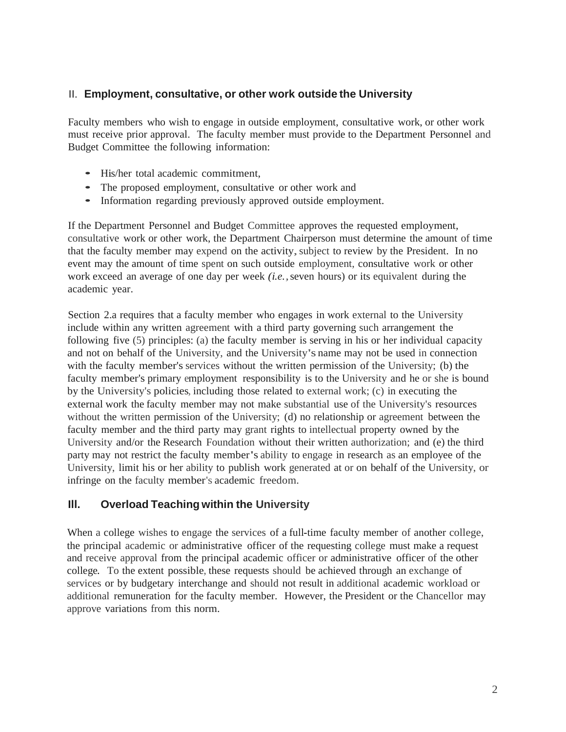## II. Employment, consultative, or other work outside the University

Faculty members who wish to engage in outside employment, consultative work, or other work must receive prior approval. The faculty member must provide to the Department Personnel and Budget Committee the following information:

- His/her total academic commitment,
- The proposed employment, consultative or other work and
- Information regarding previously approved outside employment.

If the Department Personnel and Budget Committee approves the requested employment, consultative work or other work, the Department Chairperson must determine the amount of time that the faculty member may expend on the activity, subject to review by the President. In no event may the amount of time spent on such outside employment, consultative work or other work exceed an average of one day per week *(i.e.,* seven hours) or its equivalent during the academic year.

Section 2.a requires that a faculty member who engages in work external to the University include within any written agreement with a third party governing such arrangement the following five (5) principles: (a) the faculty member is serving in his or her individual capacity and not on behalf of the University, and the University's name may not be used in connection with the faculty member's services without the written permission of the University; (b) the faculty member's primary employment responsibility is to the University and he or she is bound by the University's policies, including those related to external work; (c) in executing the external work the faculty member may not make substantial use of the University's resources without the written permission of the University; (d) no relationship or agreement between the faculty member and the third party may grant rights to intellectual property owned by the University and/or the Research Foundation without their written authorization; and (e) the third party may not restrict the faculty member's ability to engage in research as an employee of the University, limit his or her ability to publish work generated at or on behalf of the University, or infringe on the faculty member's academic freedom.

## III. Overload Teaching within the University

When a college wishes to engage the services of a full-time faculty member of another college, the principal academic or administrative officer of the requesting college must make a request and receive approval from the principal academic officer or administrative officer of the other college. To the extent possible, these requests should be achieved through an exchange of services or by budgetary interchange and should not result in additional academic workload or additional remuneration for the faculty member. However, the President or the Chancellor may approve variations from this norm.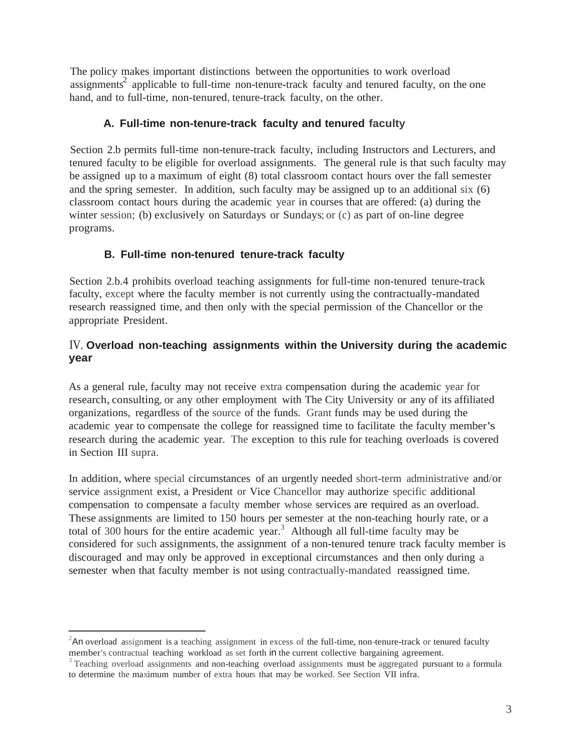The policy makes important distinctions between the opportunities to work overload assignments[2] applicable to full-time non-tenure-track faculty and tenured faculty, on the one hand, and to full-time, non-tenured, tenure-track faculty, on the other.

### A. Full-time non-tenure-track faculty and tenured faculty

Section 2.b permits full-time non-tenure-track faculty, including Instructors and Lecturers, and tenured faculty to be eligible for overload assignments. The general rule is that such faculty may be assigned up to a maximum of eight (8) total classroom contact hours over the fall semester and the spring semester. In addition, such faculty may be assigned up to an additional six (6) classroom contact hours during the academic year in courses that are offered: (a) during the winter session; (b) exclusively on Saturdays or Sundays; or (c) as part of on-line degree programs.

### B. Full-time non-tenured tenure-track faculty

Section 2.b.4 prohibits overload teaching assignments for full-time non-tenured tenure-track faculty, except where the faculty member is not currently using the contractually-mandated research reassigned time, and then only with the special permission of the Chancellor or the appropriate President.

## IV. Overload non-teaching assignments within the University during the academic year

As a general rule, faculty may not receive extra compensation during the academic year for research, consulting, or any other employment with The City University or any of its affiliated organizations, regardless of the source of the funds. Grant funds may be used during the academic year to compensate the college for reassigned time to facilitate the faculty member's research during the academic year. The exception to this rule for teaching overloads is covered in Section III supra.

In addition, where special circumstances of an urgently needed short-term administrative and/or service assignment exist, a President or Vice Chancellor may authorize specific additional compensation to compensate a faculty member whose services are required as an overload. These assignments are limited to 150 hours per semester at the non-teaching hourly rate, or a total of 300 hours for the entire academic year.[3] Although all full-time faculty may be considered for such assignments, the assignment of a non-tenured tenure track faculty member is discouraged and may only be approved in exceptional circumstances and then only during a semester when that faculty member is not using contractually-mandated reassigned time.

---

[2] An overload assignment is a teaching assignment in excess of the full-time, non-tenure-track or tenured faculty member's contractual teaching workload as set forth in the current collective bargaining agreement.

[3] Teaching overload assignments and non-teaching overload assignments must be aggregated pursuant to a formula to determine the maximum number of extra hours that may be worked. See Section VII infra.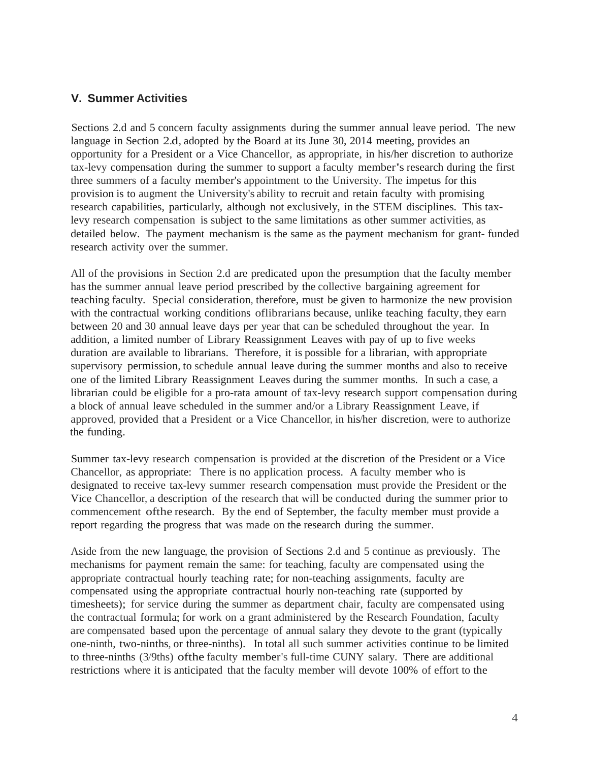## V. Summer Activities

Sections 2.d and 5 concern faculty assignments during the summer annual leave period. The new language in Section 2.d, adopted by the Board at its June 30, 2014 meeting, provides an opportunity for a President or a Vice Chancellor, as appropriate, in his/her discretion to authorize tax-levy compensation during the summer to support a faculty member's research during the first three summers of a faculty member's appointment to the University. The impetus for this provision is to augment the University's ability to recruit and retain faculty with promising research capabilities, particularly, although not exclusively, in the STEM disciplines. This tax-levy research compensation is subject to the same limitations as other summer activities, as detailed below. The payment mechanism is the same as the payment mechanism for grant- funded research activity over the summer.

All of the provisions in Section 2.d are predicated upon the presumption that the faculty member has the summer annual leave period prescribed by the collective bargaining agreement for teaching faculty. Special consideration, therefore, must be given to harmonize the new provision with the contractual working conditions oflibrarians because, unlike teaching faculty, they earn between 20 and 30 annual leave days per year that can be scheduled throughout the year. In addition, a limited number of Library Reassignment Leaves with pay of up to five weeks duration are available to librarians. Therefore, it is possible for a librarian, with appropriate supervisory permission, to schedule annual leave during the summer months and also to receive one of the limited Library Reassignment Leaves during the summer months. In such a case, a librarian could be eligible for a pro-rata amount of tax-levy research support compensation during a block of annual leave scheduled in the summer and/or a Library Reassignment Leave, if approved, provided that a President or a Vice Chancellor, in his/her discretion, were to authorize the funding.

Summer tax-levy research compensation is provided at the discretion of the President or a Vice Chancellor, as appropriate: There is no application process. A faculty member who is designated to receive tax-levy summer research compensation must provide the President or the Vice Chancellor, a description of the research that will be conducted during the summer prior to commencement ofthe research. By the end of September, the faculty member must provide a report regarding the progress that was made on the research during the summer.

Aside from the new language, the provision of Sections 2.d and 5 continue as previously. The mechanisms for payment remain the same: for teaching, faculty are compensated using the appropriate contractual hourly teaching rate; for non-teaching assignments, faculty are compensated using the appropriate contractual hourly non-teaching rate (supported by timesheets); for service during the summer as department chair, faculty are compensated using the contractual formula; for work on a grant administered by the Research Foundation, faculty are compensated based upon the percentage of annual salary they devote to the grant (typically one-ninth, two-ninths, or three-ninths). In total all such summer activities continue to be limited to three-ninths (3/9ths) ofthe faculty member's full-time CUNY salary. There are additional restrictions where it is anticipated that the faculty member will devote 100% of effort to the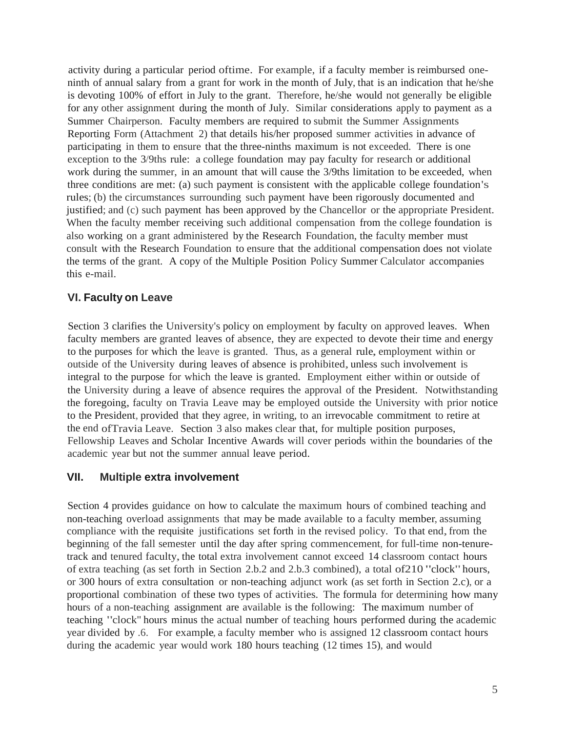activity during a particular period of time. For example, if a faculty member is reimbursed one-ninth of annual salary from a grant for work in the month of July, that is an indication that he/she is devoting 100% of effort in July to the grant. Therefore, he/she would not generally be eligible for any other assignment during the month of July. Similar considerations apply to payment as a Summer Chairperson. Faculty members are required to submit the Summer Assignments Reporting Form (Attachment 2) that details his/her proposed summer activities in advance of participating in them to ensure that the three-ninths maximum is not exceeded. There is one exception to the 3/9ths rule: a college foundation may pay faculty for research or additional work during the summer, in an amount that will cause the 3/9ths limitation to be exceeded, when three conditions are met: (a) such payment is consistent with the applicable college foundation's rules; (b) the circumstances surrounding such payment have been rigorously documented and justified; and (c) such payment has been approved by the Chancellor or the appropriate President. When the faculty member receiving such additional compensation from the college foundation is also working on a grant administered by the Research Foundation, the faculty member must consult with the Research Foundation to ensure that the additional compensation does not violate the terms of the grant. A copy of the Multiple Position Policy Summer Calculator accompanies this e-mail.

## VI. Faculty on Leave

Section 3 clarifies the University's policy on employment by faculty on approved leaves. When faculty members are granted leaves of absence, they are expected to devote their time and energy to the purposes for which the leave is granted. Thus, as a general rule, employment within or outside of the University during leaves of absence is prohibited, unless such involvement is integral to the purpose for which the leave is granted. Employment either within or outside of the University during a leave of absence requires the approval of the President. Notwithstanding the foregoing, faculty on Travia Leave may be employed outside the University with prior notice to the President, provided that they agree, in writing, to an irrevocable commitment to retire at the end of Travia Leave. Section 3 also makes clear that, for multiple position purposes, Fellowship Leaves and Scholar Incentive Awards will cover periods within the boundaries of the academic year but not the summer annual leave period.

## VII. Multiple extra involvement

Section 4 provides guidance on how to calculate the maximum hours of combined teaching and non-teaching overload assignments that may be made available to a faculty member, assuming compliance with the requisite justifications set forth in the revised policy. To that end, from the beginning of the fall semester until the day after spring commencement, for full-time non-tenure-track and tenured faculty, the total extra involvement cannot exceed 14 classroom contact hours of extra teaching (as set forth in Section 2.b.2 and 2.b.3 combined), a total of 210 "clock" hours, or 300 hours of extra consultation or non-teaching adjunct work (as set forth in Section 2.c), or a proportional combination of these two types of activities. The formula for determining how many hours of a non-teaching assignment are available is the following: The maximum number of teaching "clock" hours minus the actual number of teaching hours performed during the academic year divided by .6. For example, a faculty member who is assigned 12 classroom contact hours during the academic year would work 180 hours teaching (12 times 15), and would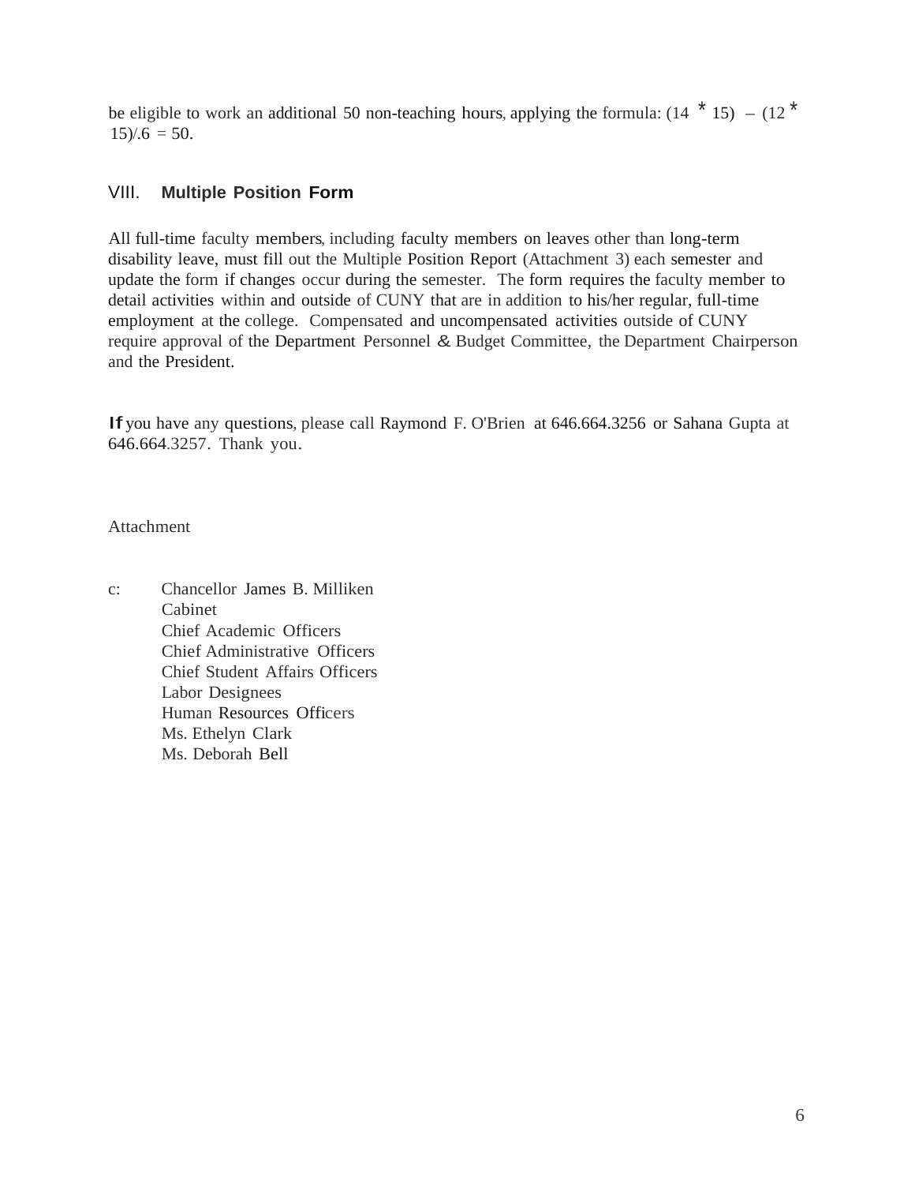be eligible to work an additional 50 non-teaching hours, applying the formula: $(14 * 15) - (12 * 15)/.6 = 50$.

## VIII. Multiple Position Form

All full-time faculty members, including faculty members on leaves other than long-term disability leave, must fill out the Multiple Position Report (Attachment 3) each semester and update the form if changes occur during the semester. The form requires the faculty member to detail activities within and outside of CUNY that are in addition to his/her regular, full-time employment at the college. Compensated and uncompensated activities outside of CUNY require approval of the Department Personnel & Budget Committee, the Department Chairperson and the President.

If you have any questions, please call Raymond F. O'Brien at 646.664.3256 or Sahana Gupta at 646.664.3257. Thank you.

Attachment

c: Chancellor James B. Milliken
Cabinet
Chief Academic Officers
Chief Administrative Officers
Chief Student Affairs Officers
Labor Designees
Human Resources Officers
Ms. Ethelyn Clark
Ms. Deborah Bell